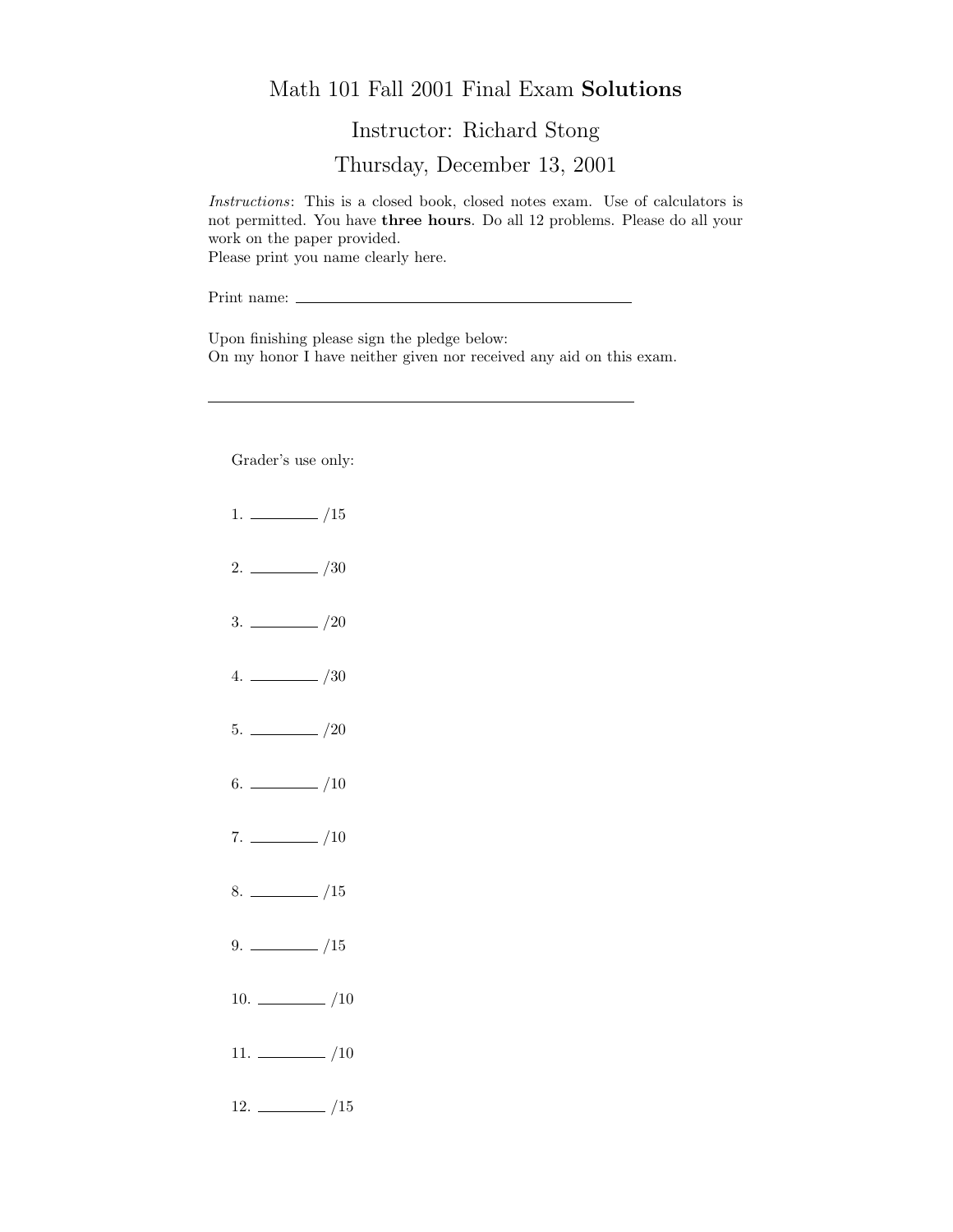# Math 101 Fall 2001 Final Exam **Solutions**

## Instructor: Richard Stong

## Thursday, December 13, 2001

*Instructions*: This is a closed book, closed notes exam. Use of calculators is not permitted. You have **three hours**. Do all 12 problems. Please do all your work on the paper provided.
Please print you name clearly here.

Print name: ______________________________

Upon finishing please sign the pledge below:
On my honor I have neither given nor received any aid on this exam.

______________________________

Grader's use only:

1. ________ /15

2. ________ /30

3. ________ /20

4. ________ /30

5. ________ /20

6. ________ /10

7. ________ /10

8. ________ /15

9. ________ /15

10. ________ /10

11. ________ /10

12. ________ /15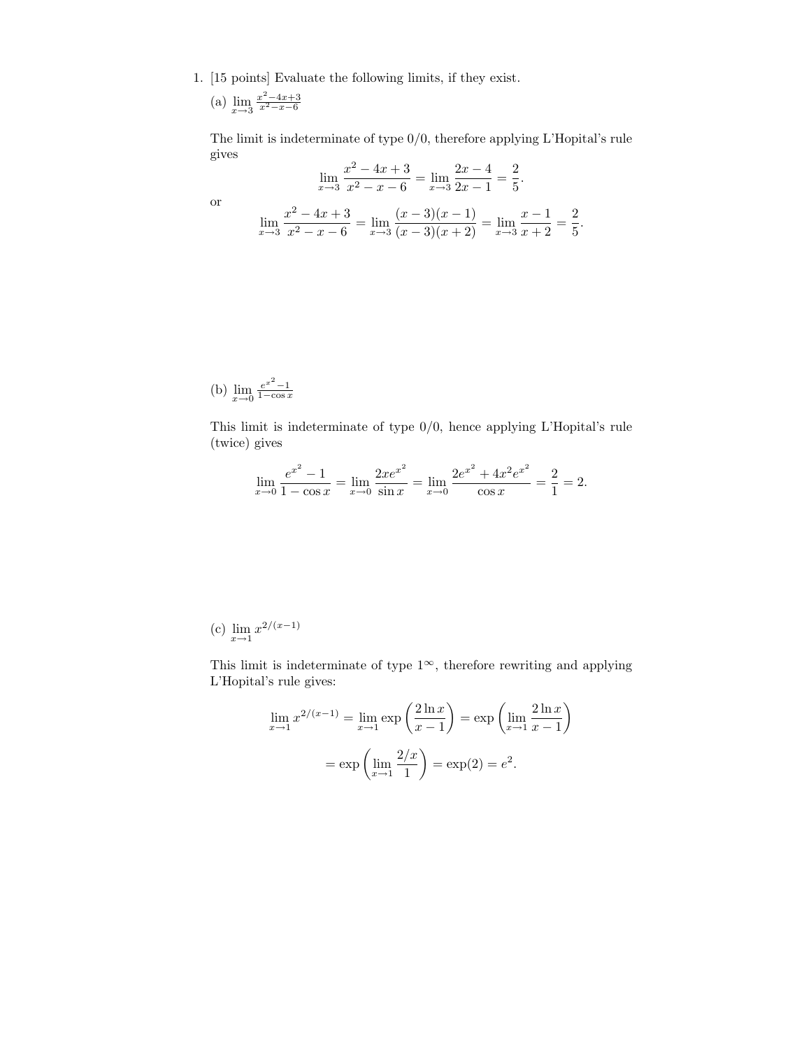1. [15 points] Evaluate the following limits, if they exist.

(a) $\lim_{x \to 3} \frac{x^2-4x+3}{x^2-x-6}$

The limit is indeterminate of type 0/0, therefore applying L'Hopital's rule gives

$$\lim_{x \to 3} \frac{x^2-4x+3}{x^2-x-6} = \lim_{x \to 3} \frac{2x-4}{2x-1} = \frac{2}{5}.$$

or

$$\lim_{x \to 3} \frac{x^2-4x+3}{x^2-x-6} = \lim_{x \to 3} \frac{(x-3)(x-1)}{(x-3)(x+2)} = \lim_{x \to 3} \frac{x-1}{x+2} = \frac{2}{5}.$$

(b) $\lim_{x \to 0} \frac{e^{x^2}-1}{1-\cos x}$

This limit is indeterminate of type 0/0, hence applying L'Hopital's rule (twice) gives

$$\lim_{x \to 0} \frac{e^{x^2}-1}{1-\cos x} = \lim_{x \to 0} \frac{2xe^{x^2}}{\sin x} = \lim_{x \to 0} \frac{2e^{x^2}+4x^2e^{x^2}}{\cos x} = \frac{2}{1} = 2.$$

(c) $\lim_{x \to 1} x^{2/(x-1)}$

This limit is indeterminate of type $1^\infty$, therefore rewriting and applying L'Hopital's rule gives:

$$\lim_{x \to 1} x^{2/(x-1)} = \lim_{x \to 1} \exp\left(\frac{2\ln x}{x-1}\right) = \exp\left(\lim_{x \to 1} \frac{2\ln x}{x-1}\right)$$

$$= \exp\left(\lim_{x \to 1} \frac{2/x}{1}\right) = \exp(2) = e^2.$$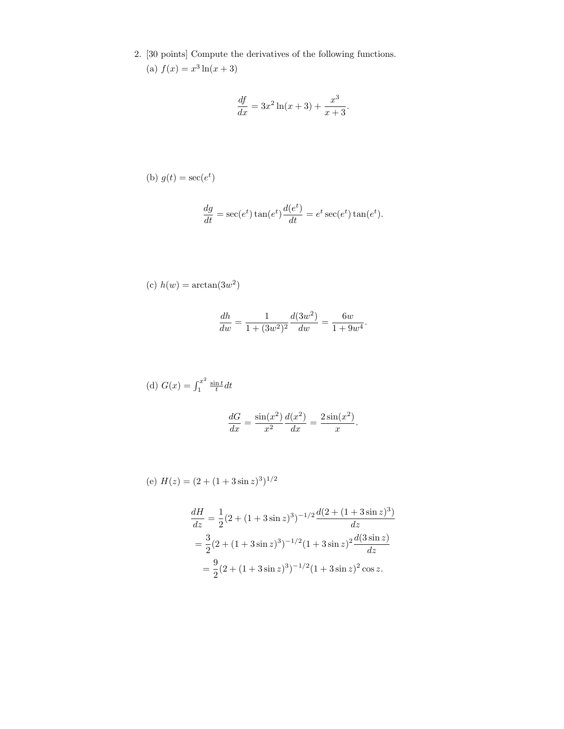2. [30 points] Compute the derivatives of the following functions.

(a) $f(x) = x^3 \ln(x+3)$

$$\frac{df}{dx} = 3x^2 \ln(x+3) + \frac{x^3}{x+3}.$$

(b) $g(t) = \sec(e^t)$

$$\frac{dg}{dt} = \sec(e^t)\tan(e^t)\frac{d(e^t)}{dt} = e^t \sec(e^t)\tan(e^t).$$

(c) $h(w) = \arctan(3w^2)$

$$\frac{dh}{dw} = \frac{1}{1+(3w^2)^2}\frac{d(3w^2)}{dw} = \frac{6w}{1+9w^4}.$$

(d) $G(x) = \int_1^{x^2} \frac{\sin t}{t}\, dt$

$$\frac{dG}{dx} = \frac{\sin(x^2)}{x^2}\frac{d(x^2)}{dx} = \frac{2\sin(x^2)}{x}.$$

(e) $H(z) = (2 + (1 + 3\sin z)^3)^{1/2}$

$$\begin{aligned}
\frac{dH}{dz} &= \frac{1}{2}(2 + (1+3\sin z)^3)^{-1/2}\frac{d(2 + (1+3\sin z)^3)}{dz} \\
&= \frac{3}{2}(2 + (1+3\sin z)^3)^{-1/2}(1+3\sin z)^2\frac{d(3\sin z)}{dz} \\
&= \frac{9}{2}(2 + (1+3\sin z)^3)^{-1/2}(1+3\sin z)^2\cos z.
\end{aligned}$$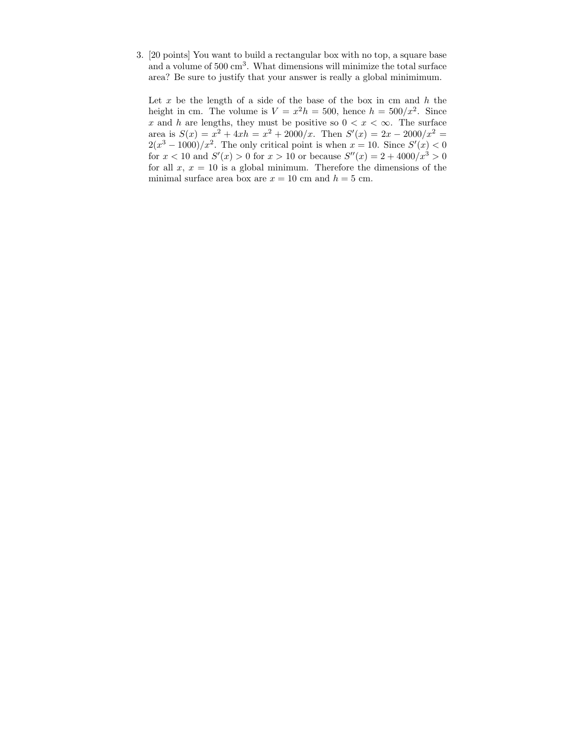3. [20 points] You want to build a rectangular box with no top, a square base and a volume of 500 cm$^3$. What dimensions will minimize the total surface area? Be sure to justify that your answer is really a global minimimum.

   Let $x$ be the length of a side of the base of the box in cm and $h$ the height in cm. The volume is $V = x^2h = 500$, hence $h = 500/x^2$. Since $x$ and $h$ are lengths, they must be positive so $0 < x < \infty$. The surface area is $S(x) = x^2 + 4xh = x^2 + 2000/x$. Then $S'(x) = 2x - 2000/x^2 = 2(x^3 - 1000)/x^2$. The only critical point is when $x = 10$. Since $S'(x) < 0$ for $x < 10$ and $S'(x) > 0$ for $x > 10$ or because $S''(x) = 2 + 4000/x^3 > 0$ for all $x$, $x = 10$ is a global minimum. Therefore the dimensions of the minimal surface area box are $x = 10$ cm and $h = 5$ cm.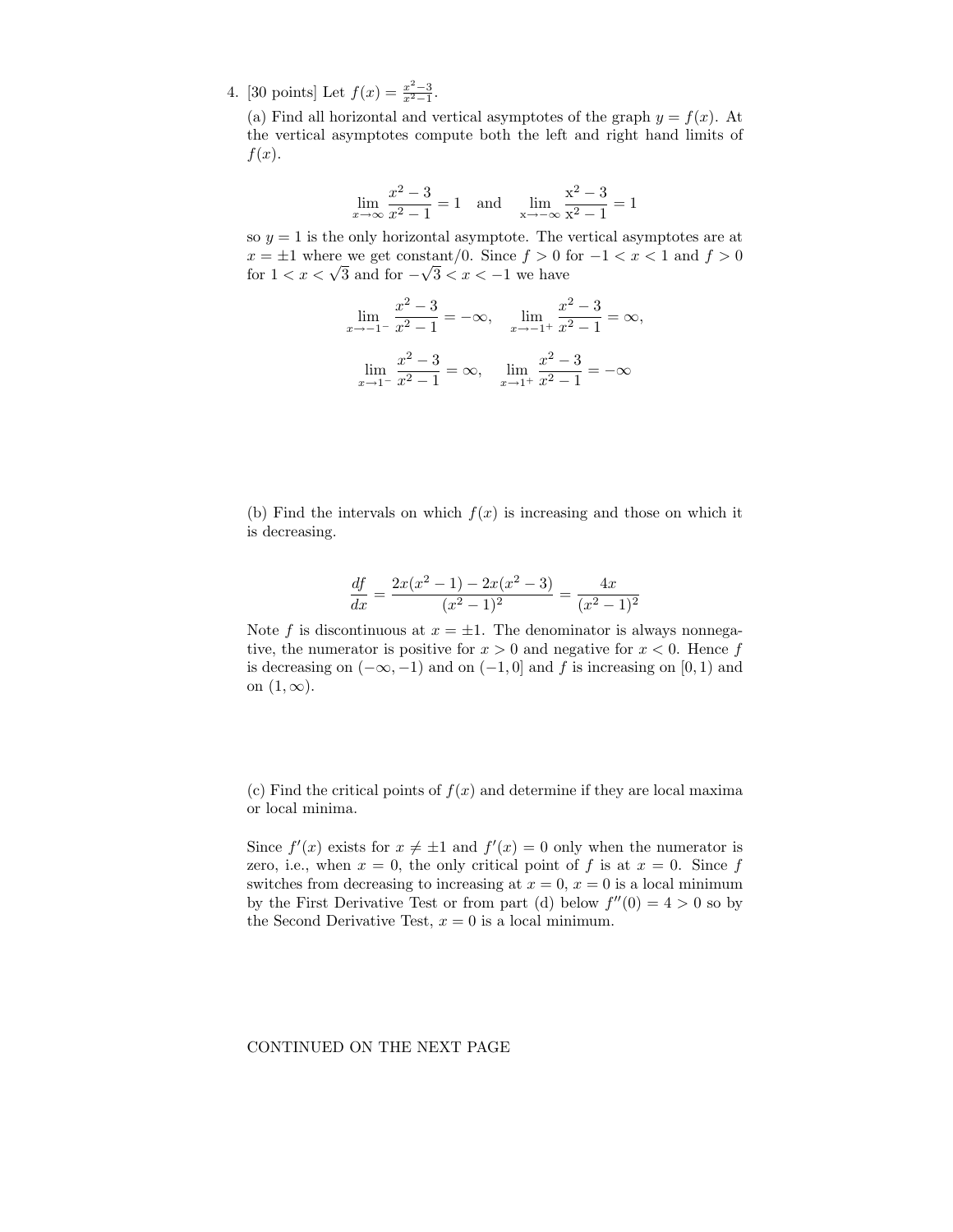4. [30 points] Let $f(x) = \frac{x^2-3}{x^2-1}$.

(a) Find all horizontal and vertical asymptotes of the graph $y = f(x)$. At the vertical asymptotes compute both the left and right hand limits of $f(x)$.

$$\lim_{x\to\infty} \frac{x^2-3}{x^2-1} = 1 \quad \text{and} \quad \lim_{x\to-\infty} \frac{x^2-3}{x^2-1} = 1$$

so $y = 1$ is the only horizontal asymptote. The vertical asymptotes are at $x = \pm 1$ where we get constant/0. Since $f > 0$ for $-1 < x < 1$ and $f > 0$ for $1 < x < \sqrt{3}$ and for $-\sqrt{3} < x < -1$ we have

$$\lim_{x\to-1^-} \frac{x^2-3}{x^2-1} = -\infty, \qquad \lim_{x\to-1^+} \frac{x^2-3}{x^2-1} = \infty,$$

$$\lim_{x\to1^-} \frac{x^2-3}{x^2-1} = \infty, \qquad \lim_{x\to1^+} \frac{x^2-3}{x^2-1} = -\infty$$

(b) Find the intervals on which $f(x)$ is increasing and those on which it is decreasing.

$$\frac{df}{dx} = \frac{2x(x^2-1) - 2x(x^2-3)}{(x^2-1)^2} = \frac{4x}{(x^2-1)^2}$$

Note $f$ is discontinuous at $x = \pm 1$. The denominator is always nonnegative, the numerator is positive for $x > 0$ and negative for $x < 0$. Hence $f$ is decreasing on $(-\infty, -1)$ and on $(-1, 0]$ and $f$ is increasing on $[0, 1)$ and on $(1, \infty)$.

(c) Find the critical points of $f(x)$ and determine if they are local maxima or local minima.

Since $f'(x)$ exists for $x \neq \pm 1$ and $f'(x) = 0$ only when the numerator is zero, i.e., when $x = 0$, the only critical point of $f$ is at $x = 0$. Since $f$ switches from decreasing to increasing at $x = 0$, $x = 0$ is a local minimum by the First Derivative Test or from part (d) below $f''(0) = 4 > 0$ so by the Second Derivative Test, $x = 0$ is a local minimum.

CONTINUED ON THE NEXT PAGE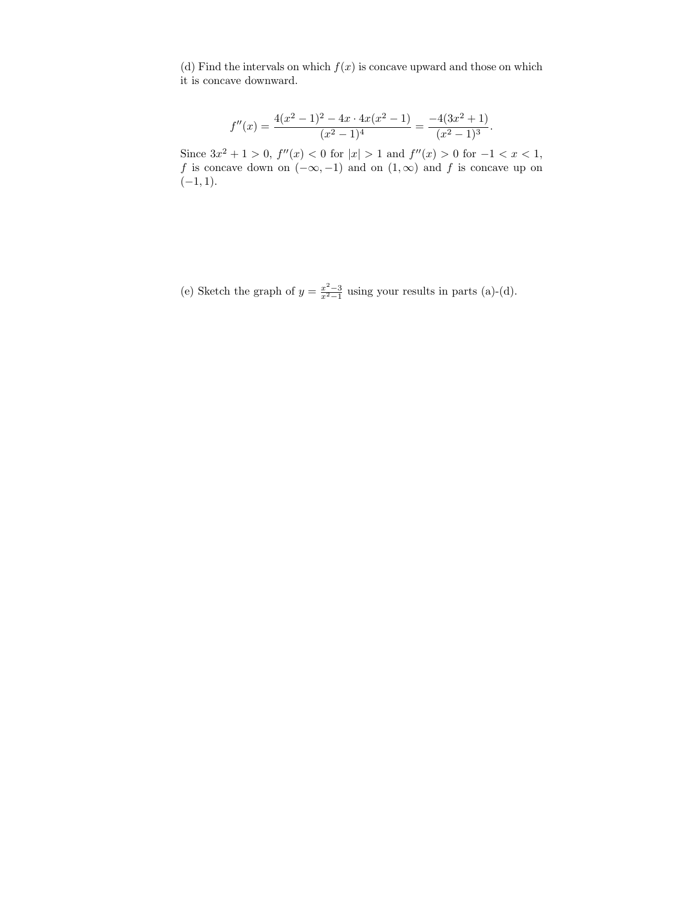(d) Find the intervals on which $f(x)$ is concave upward and those on which it is concave downward.

$$f''(x) = \frac{4(x^2-1)^2 - 4x \cdot 4x(x^2-1)}{(x^2-1)^4} = \frac{-4(3x^2+1)}{(x^2-1)^3}.$$

Since $3x^2 + 1 > 0$, $f''(x) < 0$ for $|x| > 1$ and $f''(x) > 0$ for $-1 < x < 1$, $f$ is concave down on $(-\infty, -1)$ and on $(1, \infty)$ and $f$ is concave up on $(-1, 1)$.

(e) Sketch the graph of $y = \frac{x^2-3}{x^2-1}$ using your results in parts (a)-(d).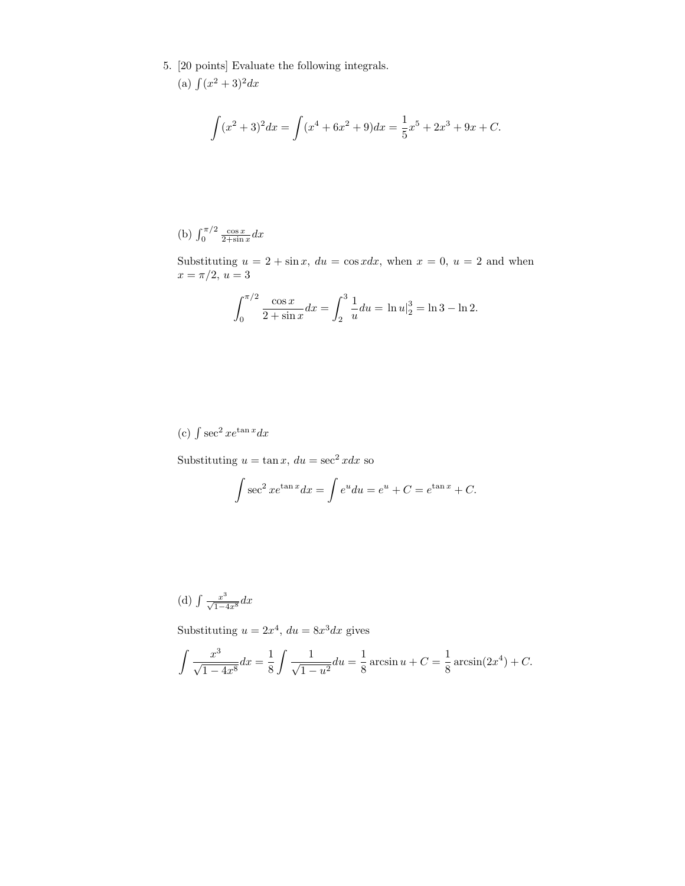5. [20 points] Evaluate the following integrals.

(a) $\int (x^2+3)^2 dx$

$$\int (x^2+3)^2 dx = \int (x^4+6x^2+9)dx = \frac{1}{5}x^5 + 2x^3 + 9x + C.$$

(b) $\int_0^{\pi/2} \frac{\cos x}{2+\sin x} dx$

Substituting $u = 2 + \sin x$, $du = \cos x dx$, when $x = 0$, $u = 2$ and when $x = \pi/2$, $u = 3$

$$\int_0^{\pi/2} \frac{\cos x}{2+\sin x} dx = \int_2^3 \frac{1}{u} du = \ln u|_2^3 = \ln 3 - \ln 2.$$

(c) $\int \sec^2 x e^{\tan x} dx$

Substituting $u = \tan x$, $du = \sec^2 x dx$ so

$$\int \sec^2 x e^{\tan x} dx = \int e^u du = e^u + C = e^{\tan x} + C.$$

(d) $\int \frac{x^3}{\sqrt{1-4x^8}} dx$

Substituting $u = 2x^4$, $du = 8x^3 dx$ gives

$$\int \frac{x^3}{\sqrt{1-4x^8}} dx = \frac{1}{8} \int \frac{1}{\sqrt{1-u^2}} du = \frac{1}{8} \arcsin u + C = \frac{1}{8} \arcsin(2x^4) + C.$$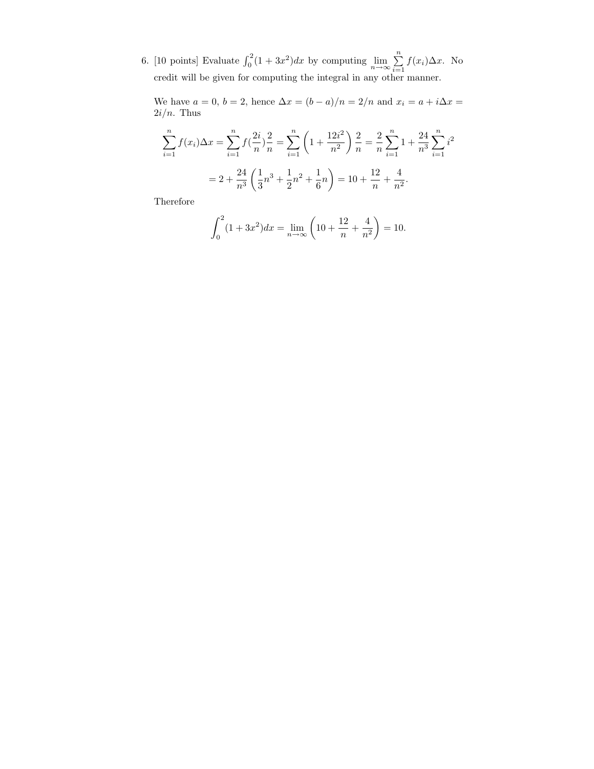6. [10 points] Evaluate $\int_0^2 (1 + 3x^2)dx$ by computing $\lim_{n\to\infty} \sum_{i=1}^{n} f(x_i)\Delta x$. No credit will be given for computing the integral in any other manner.

   We have $a = 0$, $b = 2$, hence $\Delta x = (b - a)/n = 2/n$ and $x_i = a + i\Delta x = 2i/n$. Thus

$$\sum_{i=1}^{n} f(x_i)\Delta x = \sum_{i=1}^{n} f\left(\frac{2i}{n}\right)\frac{2}{n} = \sum_{i=1}^{n}\left(1 + \frac{12i^2}{n^2}\right)\frac{2}{n} = \frac{2}{n}\sum_{i=1}^{n} 1 + \frac{24}{n^3}\sum_{i=1}^{n} i^2$$

$$= 2 + \frac{24}{n^3}\left(\frac{1}{3}n^3 + \frac{1}{2}n^2 + \frac{1}{6}n\right) = 10 + \frac{12}{n} + \frac{4}{n^2}.$$

   Therefore

$$\int_0^2 (1 + 3x^2)dx = \lim_{n\to\infty}\left(10 + \frac{12}{n} + \frac{4}{n^2}\right) = 10.$$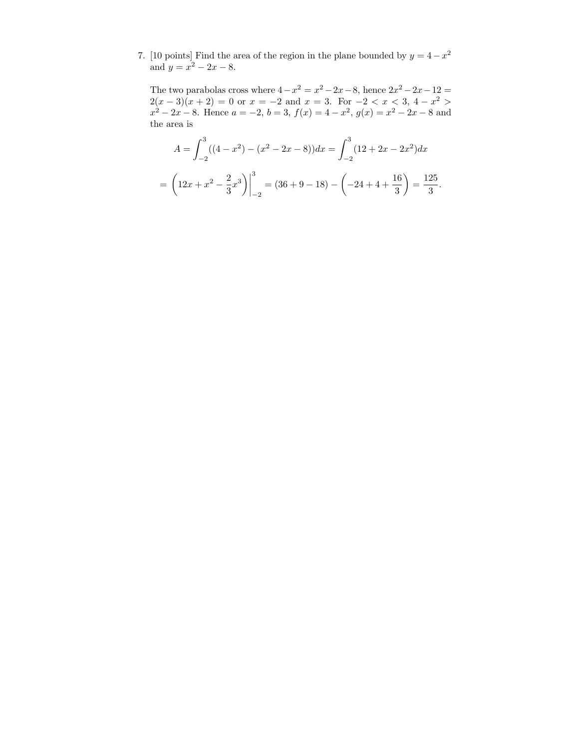7. [10 points] Find the area of the region in the plane bounded by $y = 4 - x^2$ and $y = x^2 - 2x - 8$.

The two parabolas cross where $4 - x^2 = x^2 - 2x - 8$, hence $2x^2 - 2x - 12 = 2(x-3)(x+2) = 0$ or $x = -2$ and $x = 3$. For $-2 < x < 3$, $4 - x^2 > x^2 - 2x - 8$. Hence $a = -2$, $b = 3$, $f(x) = 4 - x^2$, $g(x) = x^2 - 2x - 8$ and the area is

$$A = \int_{-2}^{3} ((4 - x^2) - (x^2 - 2x - 8))dx = \int_{-2}^{3} (12 + 2x - 2x^2)dx$$

$$= \left(12x + x^2 - \frac{2}{3}x^3\right)\Big|_{-2}^{3} = (36 + 9 - 18) - \left(-24 + 4 + \frac{16}{3}\right) = \frac{125}{3}.$$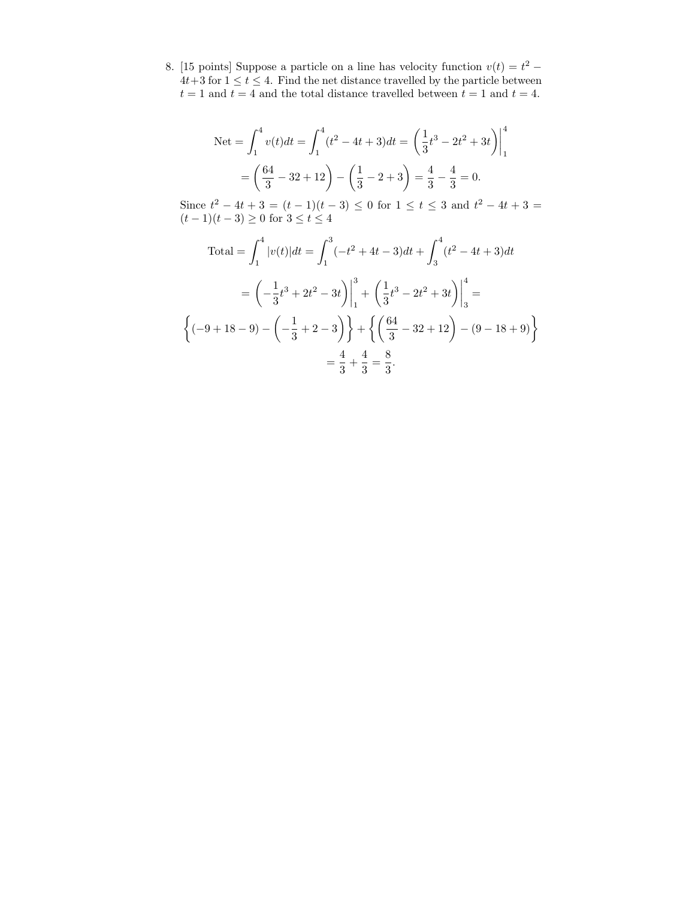8. [15 points] Suppose a particle on a line has velocity function $v(t) = t^2 - 4t + 3$ for $1 \leq t \leq 4$. Find the net distance travelled by the particle between $t = 1$ and $t = 4$ and the total distance travelled between $t = 1$ and $t = 4$.

$$\text{Net} = \int_1^4 v(t)dt = \int_1^4 (t^2 - 4t + 3)dt = \left(\frac{1}{3}t^3 - 2t^2 + 3t\right)\Bigg|_1^4$$

$$= \left(\frac{64}{3} - 32 + 12\right) - \left(\frac{1}{3} - 2 + 3\right) = \frac{4}{3} - \frac{4}{3} = 0.$$

Since $t^2 - 4t + 3 = (t-1)(t-3) \leq 0$ for $1 \leq t \leq 3$ and $t^2 - 4t + 3 = (t-1)(t-3) \geq 0$ for $3 \leq t \leq 4$

$$\text{Total} = \int_1^4 |v(t)|dt = \int_1^3 (-t^2 + 4t - 3)dt + \int_3^4 (t^2 - 4t + 3)dt$$

$$= \left(-\frac{1}{3}t^3 + 2t^2 - 3t\right)\Bigg|_1^3 + \left(\frac{1}{3}t^3 - 2t^2 + 3t\right)\Bigg|_3^4 =$$

$$\left\{(-9 + 18 - 9) - \left(-\frac{1}{3} + 2 - 3\right)\right\} + \left\{\left(\frac{64}{3} - 32 + 12\right) - (9 - 18 + 9)\right\}$$

$$= \frac{4}{3} + \frac{4}{3} = \frac{8}{3}.$$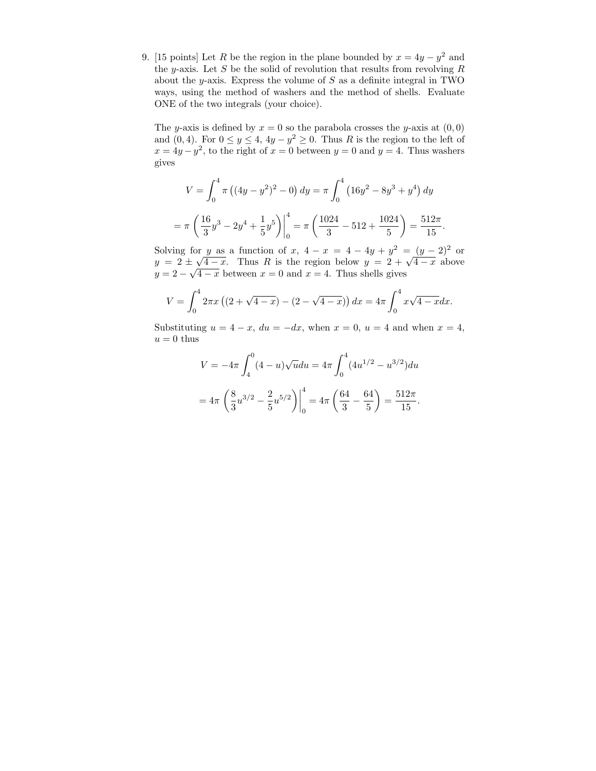9. [15 points] Let $R$ be the region in the plane bounded by $x = 4y - y^2$ and the $y$-axis. Let $S$ be the solid of revolution that results from revolving $R$ about the $y$-axis. Express the volume of $S$ as a definite integral in TWO ways, using the method of washers and the method of shells. Evaluate ONE of the two integrals (your choice).

The $y$-axis is defined by $x = 0$ so the parabola crosses the $y$-axis at $(0, 0)$ and $(0, 4)$. For $0 \leq y \leq 4$, $4y - y^2 \geq 0$. Thus $R$ is the region to the left of $x = 4y - y^2$, to the right of $x = 0$ between $y = 0$ and $y = 4$. Thus washers gives

$$V = \int_0^4 \pi \left( (4y - y^2)^2 - 0 \right) dy = \pi \int_0^4 \left( 16y^2 - 8y^3 + y^4 \right) dy$$

$$= \pi \left( \frac{16}{3} y^3 - 2y^4 + \frac{1}{5} y^5 \right) \Big|_0^4 = \pi \left( \frac{1024}{3} - 512 + \frac{1024}{5} \right) = \frac{512\pi}{15}.$$

Solving for $y$ as a function of $x$, $4 - x = 4 - 4y + y^2 = (y - 2)^2$ or $y = 2 \pm \sqrt{4 - x}$. Thus $R$ is the region below $y = 2 + \sqrt{4 - x}$ above $y = 2 - \sqrt{4 - x}$ between $x = 0$ and $x = 4$. Thus shells gives

$$V = \int_0^4 2\pi x \left( (2 + \sqrt{4 - x}) - (2 - \sqrt{4 - x}) \right) dx = 4\pi \int_0^4 x\sqrt{4 - x} dx.$$

Substituting $u = 4 - x$, $du = -dx$, when $x = 0$, $u = 4$ and when $x = 4$, $u = 0$ thus

$$V = -4\pi \int_4^0 (4 - u)\sqrt{u} du = 4\pi \int_0^4 (4u^{1/2} - u^{3/2}) du$$

$$= 4\pi \left( \frac{8}{3} u^{3/2} - \frac{2}{5} u^{5/2} \right) \Big|_0^4 = 4\pi \left( \frac{64}{3} - \frac{64}{5} \right) = \frac{512\pi}{15}.$$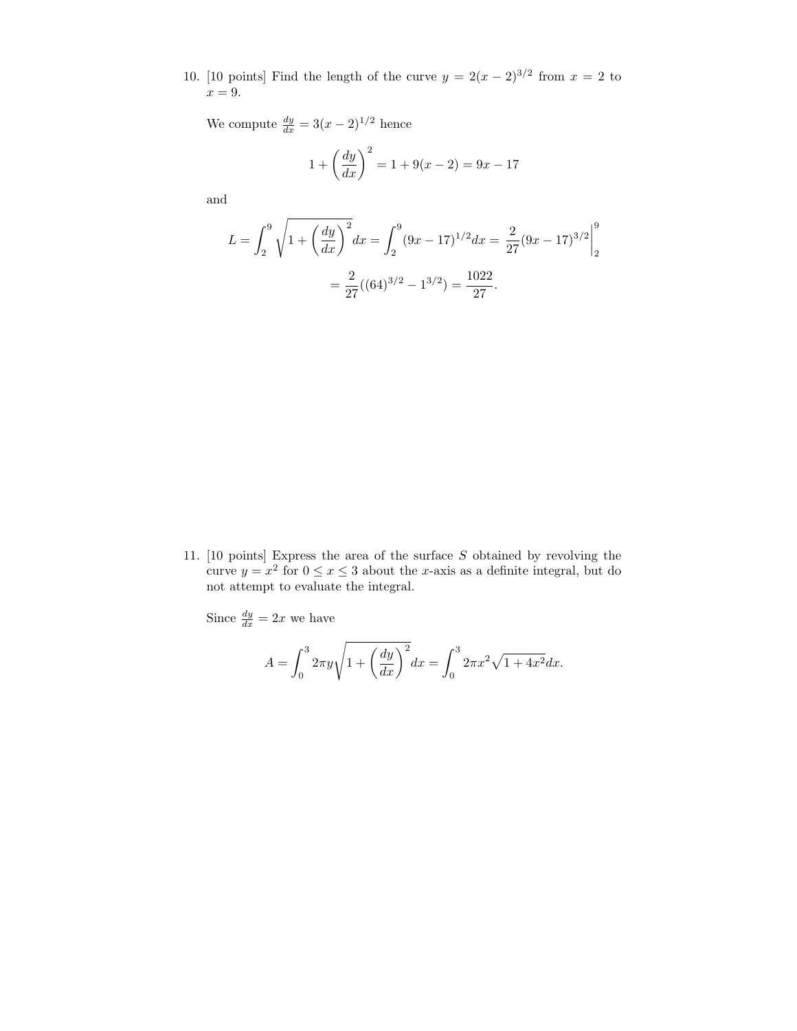10. [10 points] Find the length of the curve $y = 2(x-2)^{3/2}$ from $x = 2$ to $x = 9$.

    We compute $\frac{dy}{dx} = 3(x-2)^{1/2}$ hence

    $$1 + \left(\frac{dy}{dx}\right)^2 = 1 + 9(x-2) = 9x - 17$$

    and

    $$L = \int_2^9 \sqrt{1 + \left(\frac{dy}{dx}\right)^2}\, dx = \int_2^9 (9x-17)^{1/2} dx = \frac{2}{27}(9x-17)^{3/2}\Big|_2^9$$

    $$= \frac{2}{27}((64)^{3/2} - 1^{3/2}) = \frac{1022}{27}.$$

11. [10 points] Express the area of the surface $S$ obtained by revolving the curve $y = x^2$ for $0 \leq x \leq 3$ about the $x$-axis as a definite integral, but do not attempt to evaluate the integral.

    Since $\frac{dy}{dx} = 2x$ we have

    $$A = \int_0^3 2\pi y \sqrt{1 + \left(\frac{dy}{dx}\right)^2}\, dx = \int_0^3 2\pi x^2 \sqrt{1 + 4x^2} dx.$$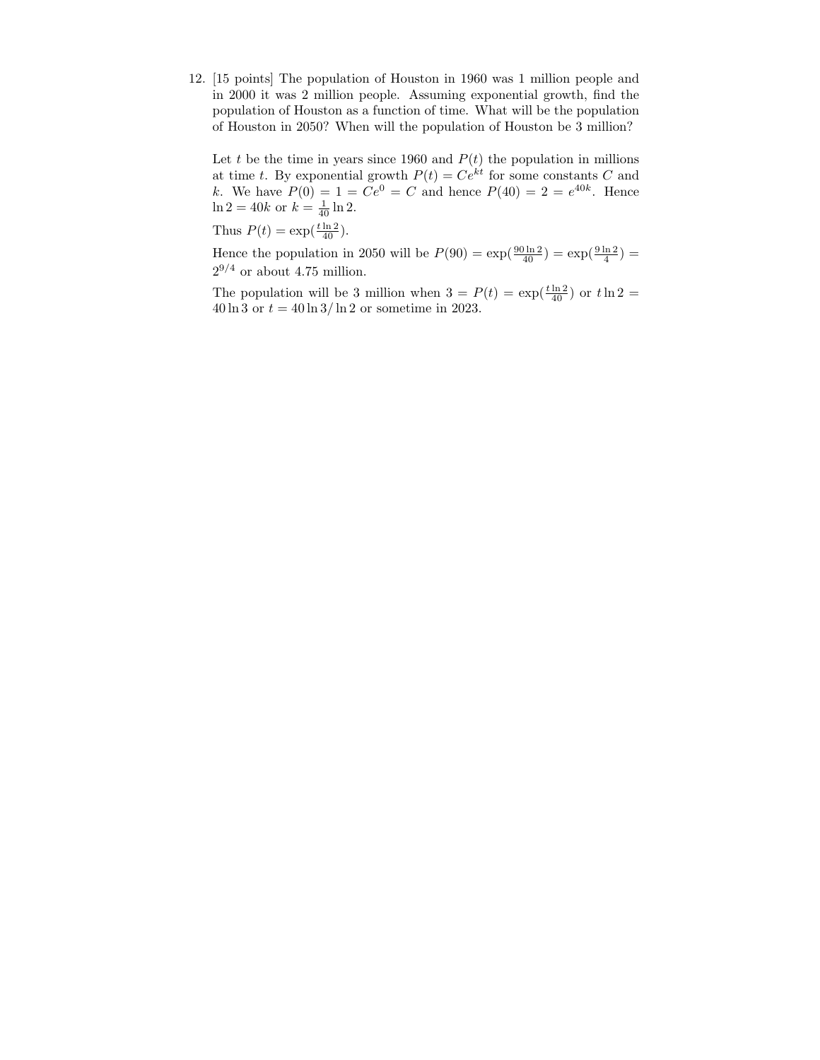12. [15 points] The population of Houston in 1960 was 1 million people and in 2000 it was 2 million people. Assuming exponential growth, find the population of Houston as a function of time. What will be the population of Houston in 2050? When will the population of Houston be 3 million?

    Let $t$ be the time in years since 1960 and $P(t)$ the population in millions at time $t$. By exponential growth $P(t) = Ce^{kt}$ for some constants $C$ and $k$. We have $P(0) = 1 = Ce^0 = C$ and hence $P(40) = 2 = e^{40k}$. Hence $\ln 2 = 40k$ or $k = \frac{1}{40}\ln 2$.

    Thus $P(t) = \exp(\frac{t \ln 2}{40})$.

    Hence the population in 2050 will be $P(90) = \exp(\frac{90 \ln 2}{40}) = \exp(\frac{9 \ln 2}{4}) = 2^{9/4}$ or about 4.75 million.

    The population will be 3 million when $3 = P(t) = \exp(\frac{t \ln 2}{40})$ or $t \ln 2 = 40 \ln 3$ or $t = 40 \ln 3 / \ln 2$ or sometime in 2023.